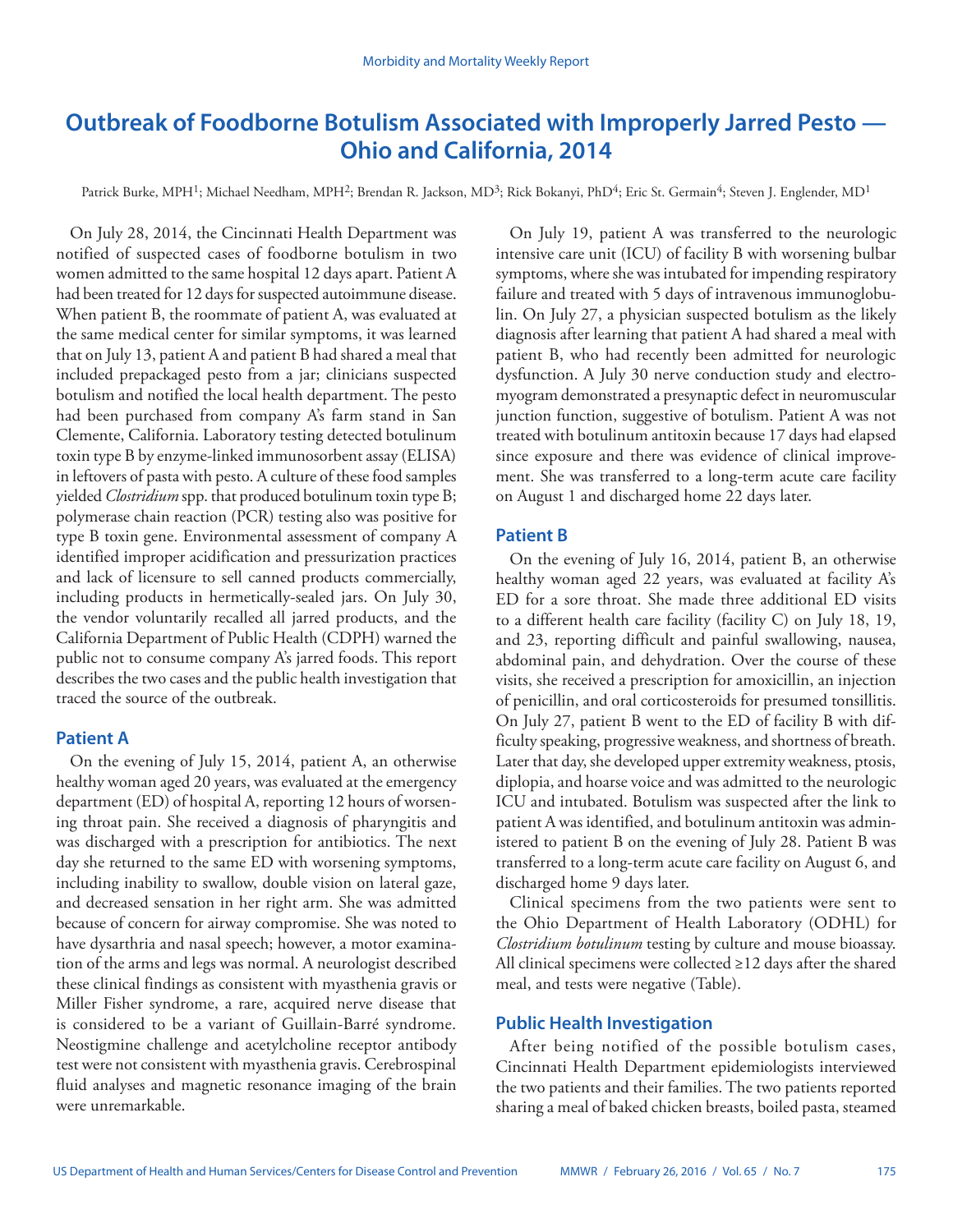# Outbreak of Foodborne Botulism Associated with Improperly Jarred Pesto — Ohio and California, 2014

Patrick Burke, MPH[1]; Michael Needham, MPH[2]; Brendan R. Jackson, MD[3]; Rick Bokanyi, PhD[4]; Eric St. Germain[4]; Steven J. Englender, MD[1]

On July 28, 2014, the Cincinnati Health Department was notified of suspected cases of foodborne botulism in two women admitted to the same hospital 12 days apart. Patient A had been treated for 12 days for suspected autoimmune disease. When patient B, the roommate of patient A, was evaluated at the same medical center for similar symptoms, it was learned that on July 13, patient A and patient B had shared a meal that included prepackaged pesto from a jar; clinicians suspected botulism and notified the local health department. The pesto had been purchased from company A's farm stand in San Clemente, California. Laboratory testing detected botulinum toxin type B by enzyme-linked immunosorbent assay (ELISA) in leftovers of pasta with pesto. A culture of these food samples yielded *Clostridium* spp. that produced botulinum toxin type B; polymerase chain reaction (PCR) testing also was positive for type B toxin gene. Environmental assessment of company A identified improper acidification and pressurization practices and lack of licensure to sell canned products commercially, including products in hermetically-sealed jars. On July 30, the vendor voluntarily recalled all jarred products, and the California Department of Public Health (CDPH) warned the public not to consume company A's jarred foods. This report describes the two cases and the public health investigation that traced the source of the outbreak.

## Patient A

On the evening of July 15, 2014, patient A, an otherwise healthy woman aged 20 years, was evaluated at the emergency department (ED) of hospital A, reporting 12 hours of worsening throat pain. She received a diagnosis of pharyngitis and was discharged with a prescription for antibiotics. The next day she returned to the same ED with worsening symptoms, including inability to swallow, double vision on lateral gaze, and decreased sensation in her right arm. She was admitted because of concern for airway compromise. She was noted to have dysarthria and nasal speech; however, a motor examination of the arms and legs was normal. A neurologist described these clinical findings as consistent with myasthenia gravis or Miller Fisher syndrome, a rare, acquired nerve disease that is considered to be a variant of Guillain-Barré syndrome. Neostigmine challenge and acetylcholine receptor antibody test were not consistent with myasthenia gravis. Cerebrospinal fluid analyses and magnetic resonance imaging of the brain were unremarkable.

On July 19, patient A was transferred to the neurologic intensive care unit (ICU) of facility B with worsening bulbar symptoms, where she was intubated for impending respiratory failure and treated with 5 days of intravenous immunoglobulin. On July 27, a physician suspected botulism as the likely diagnosis after learning that patient A had shared a meal with patient B, who had recently been admitted for neurologic dysfunction. A July 30 nerve conduction study and electromyogram demonstrated a presynaptic defect in neuromuscular junction function, suggestive of botulism. Patient A was not treated with botulinum antitoxin because 17 days had elapsed since exposure and there was evidence of clinical improvement. She was transferred to a long-term acute care facility on August 1 and discharged home 22 days later.

## Patient B

On the evening of July 16, 2014, patient B, an otherwise healthy woman aged 22 years, was evaluated at facility A's ED for a sore throat. She made three additional ED visits to a different health care facility (facility C) on July 18, 19, and 23, reporting difficult and painful swallowing, nausea, abdominal pain, and dehydration. Over the course of these visits, she received a prescription for amoxicillin, an injection of penicillin, and oral corticosteroids for presumed tonsillitis. On July 27, patient B went to the ED of facility B with difficulty speaking, progressive weakness, and shortness of breath. Later that day, she developed upper extremity weakness, ptosis, diplopia, and hoarse voice and was admitted to the neurologic ICU and intubated. Botulism was suspected after the link to patient A was identified, and botulinum antitoxin was administered to patient B on the evening of July 28. Patient B was transferred to a long-term acute care facility on August 6, and discharged home 9 days later.

Clinical specimens from the two patients were sent to the Ohio Department of Health Laboratory (ODHL) for *Clostridium botulinum* testing by culture and mouse bioassay. All clinical specimens were collected ≥12 days after the shared meal, and tests were negative (Table).

## Public Health Investigation

After being notified of the possible botulism cases, Cincinnati Health Department epidemiologists interviewed the two patients and their families. The two patients reported sharing a meal of baked chicken breasts, boiled pasta, steamed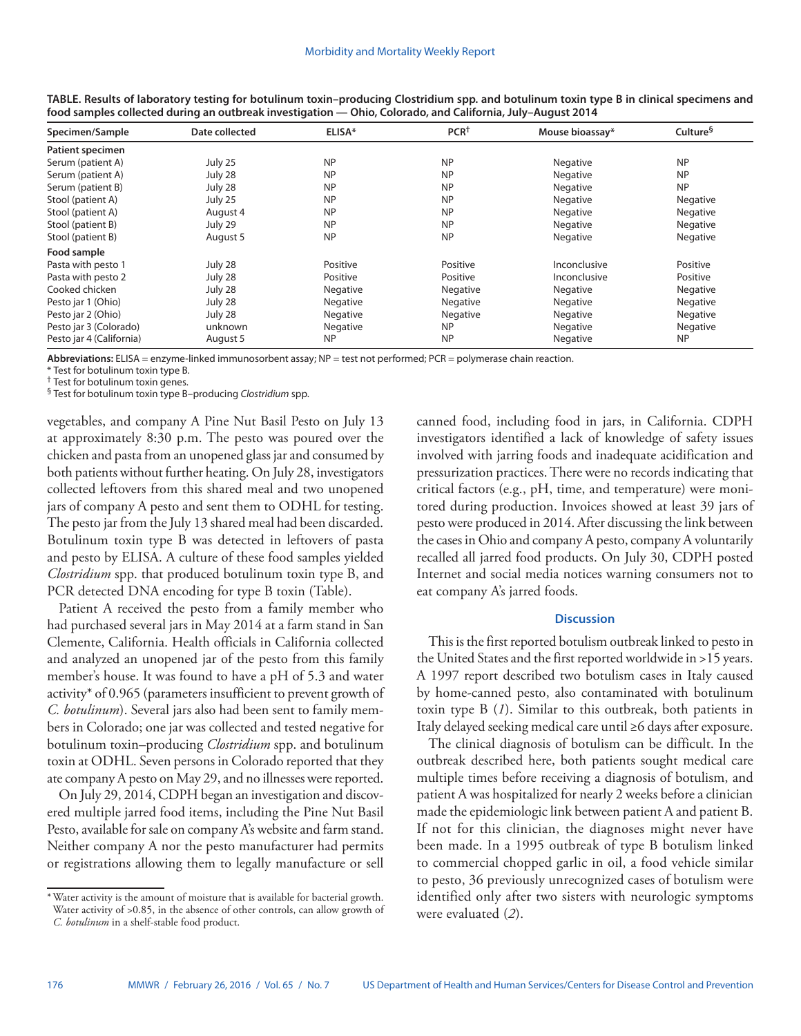**TABLE. Results of laboratory testing for botulinum toxin–producing Clostridium spp. and botulinum toxin type B in clinical specimens and food samples collected during an outbreak investigation — Ohio, Colorado, and California, July–August 2014**

| Specimen/Sample | Date collected | ELISA* | PCR† | Mouse bioassay* | Culture§ |
|---|---|---|---|---|---|
| **Patient specimen** | | | | | |
| Serum (patient A) | July 25 | NP | NP | Negative | NP |
| Serum (patient A) | July 28 | NP | NP | Negative | NP |
| Serum (patient B) | July 28 | NP | NP | Negative | NP |
| Stool (patient A) | July 25 | NP | NP | Negative | Negative |
| Stool (patient A) | August 4 | NP | NP | Negative | Negative |
| Stool (patient B) | July 29 | NP | NP | Negative | Negative |
| Stool (patient B) | August 5 | NP | NP | Negative | Negative |
| **Food sample** | | | | | |
| Pasta with pesto 1 | July 28 | Positive | Positive | Inconclusive | Positive |
| Pasta with pesto 2 | July 28 | Positive | Positive | Inconclusive | Positive |
| Cooked chicken | July 28 | Negative | Negative | Negative | Negative |
| Pesto jar 1 (Ohio) | July 28 | Negative | Negative | Negative | Negative |
| Pesto jar 2 (Ohio) | July 28 | Negative | Negative | Negative | Negative |
| Pesto jar 3 (Colorado) | unknown | Negative | NP | Negative | Negative |
| Pesto jar 4 (California) | August 5 | NP | NP | Negative | NP |

**Abbreviations:** ELISA = enzyme-linked immunosorbent assay; NP = test not performed; PCR = polymerase chain reaction.

* Test for botulinum toxin type B.

† Test for botulinum toxin genes.

§ Test for botulinum toxin type B–producing *Clostridium* spp.

vegetables, and company A Pine Nut Basil Pesto on July 13 at approximately 8:30 p.m. The pesto was poured over the chicken and pasta from an unopened glass jar and consumed by both patients without further heating. On July 28, investigators collected leftovers from this shared meal and two unopened jars of company A pesto and sent them to ODHL for testing. The pesto jar from the July 13 shared meal had been discarded. Botulinum toxin type B was detected in leftovers of pasta and pesto by ELISA. A culture of these food samples yielded *Clostridium* spp. that produced botulinum toxin type B, and PCR detected DNA encoding for type B toxin (Table).

Patient A received the pesto from a family member who had purchased several jars in May 2014 at a farm stand in San Clemente, California. Health officials in California collected and analyzed an unopened jar of the pesto from this family member's house. It was found to have a pH of 5.3 and water activity* of 0.965 (parameters insufficient to prevent growth of *C. botulinum*). Several jars also had been sent to family members in Colorado; one jar was collected and tested negative for botulinum toxin–producing *Clostridium* spp. and botulinum toxin at ODHL. Seven persons in Colorado reported that they ate company A pesto on May 29, and no illnesses were reported.

On July 29, 2014, CDPH began an investigation and discovered multiple jarred food items, including the Pine Nut Basil Pesto, available for sale on company A's website and farm stand. Neither company A nor the pesto manufacturer had permits or registrations allowing them to legally manufacture or sell canned food, including food in jars, in California. CDPH investigators identified a lack of knowledge of safety issues involved with jarring foods and inadequate acidification and pressurization practices. There were no records indicating that critical factors (e.g., pH, time, and temperature) were monitored during production. Invoices showed at least 39 jars of pesto were produced in 2014. After discussing the link between the cases in Ohio and company A pesto, company A voluntarily recalled all jarred food products. On July 30, CDPH posted Internet and social media notices warning consumers not to eat company A's jarred foods.

* Water activity is the amount of moisture that is available for bacterial growth. Water activity of >0.85, in the absence of other controls, can allow growth of *C. botulinum* in a shelf-stable food product.

## Discussion

This is the first reported botulism outbreak linked to pesto in the United States and the first reported worldwide in >15 years. A 1997 report described two botulism cases in Italy caused by home-canned pesto, also contaminated with botulinum toxin type B (*1*). Similar to this outbreak, both patients in Italy delayed seeking medical care until ≥6 days after exposure.

The clinical diagnosis of botulism can be difficult. In the outbreak described here, both patients sought medical care multiple times before receiving a diagnosis of botulism, and patient A was hospitalized for nearly 2 weeks before a clinician made the epidemiologic link between patient A and patient B. If not for this clinician, the diagnoses might never have been made. In a 1995 outbreak of type B botulism linked to commercial chopped garlic in oil, a food vehicle similar to pesto, 36 previously unrecognized cases of botulism were identified only after two sisters with neurologic symptoms were evaluated (*2*).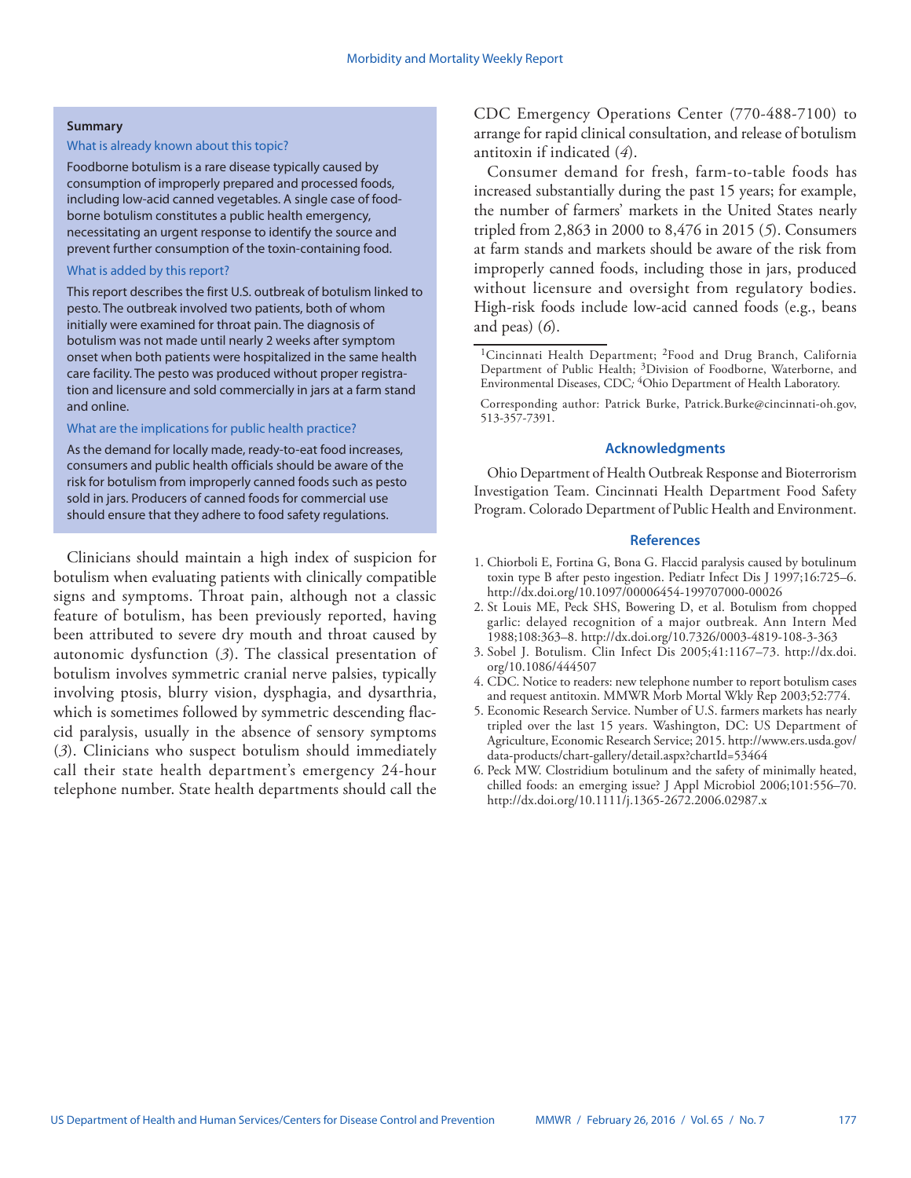**Summary**

What is already known about this topic?

Foodborne botulism is a rare disease typically caused by consumption of improperly prepared and processed foods, including low-acid canned vegetables. A single case of foodborne botulism constitutes a public health emergency, necessitating an urgent response to identify the source and prevent further consumption of the toxin-containing food.

What is added by this report?

This report describes the first U.S. outbreak of botulism linked to pesto. The outbreak involved two patients, both of whom initially were examined for throat pain. The diagnosis of botulism was not made until nearly 2 weeks after symptom onset when both patients were hospitalized in the same health care facility. The pesto was produced without proper registration and licensure and sold commercially in jars at a farm stand and online.

What are the implications for public health practice?

As the demand for locally made, ready-to-eat food increases, consumers and public health officials should be aware of the risk for botulism from improperly canned foods such as pesto sold in jars. Producers of canned foods for commercial use should ensure that they adhere to food safety regulations.

Clinicians should maintain a high index of suspicion for botulism when evaluating patients with clinically compatible signs and symptoms. Throat pain, although not a classic feature of botulism, has been previously reported, having been attributed to severe dry mouth and throat caused by autonomic dysfunction (*3*). The classical presentation of botulism involves symmetric cranial nerve palsies, typically involving ptosis, blurry vision, dysphagia, and dysarthria, which is sometimes followed by symmetric descending flaccid paralysis, usually in the absence of sensory symptoms (*3*). Clinicians who suspect botulism should immediately call their state health department's emergency 24-hour telephone number. State health departments should call the CDC Emergency Operations Center (770-488-7100) to arrange for rapid clinical consultation, and release of botulism antitoxin if indicated (*4*).

Consumer demand for fresh, farm-to-table foods has increased substantially during the past 15 years; for example, the number of farmers' markets in the United States nearly tripled from 2,863 in 2000 to 8,476 in 2015 (*5*). Consumers at farm stands and markets should be aware of the risk from improperly canned foods, including those in jars, produced without licensure and oversight from regulatory bodies. High-risk foods include low-acid canned foods (e.g., beans and peas) (*6*).

---

[1]Cincinnati Health Department; [2]Food and Drug Branch, California Department of Public Health; [3]Division of Foodborne, Waterborne, and Environmental Diseases, CDC; [4]Ohio Department of Health Laboratory.

Corresponding author: Patrick Burke, Patrick.Burke@cincinnati-oh.gov, 513-357-7391.

## Acknowledgments

Ohio Department of Health Outbreak Response and Bioterrorism Investigation Team. Cincinnati Health Department Food Safety Program. Colorado Department of Public Health and Environment.

## References

1. Chiorboli E, Fortina G, Bona G. Flaccid paralysis caused by botulinum toxin type B after pesto ingestion. Pediatr Infect Dis J 1997;16:725–6. http://dx.doi.org/10.1097/00006454-199707000-00026
2. St Louis ME, Peck SHS, Bowering D, et al. Botulism from chopped garlic: delayed recognition of a major outbreak. Ann Intern Med 1988;108:363–8. http://dx.doi.org/10.7326/0003-4819-108-3-363
3. Sobel J. Botulism. Clin Infect Dis 2005;41:1167–73. http://dx.doi.org/10.1086/444507
4. CDC. Notice to readers: new telephone number to report botulism cases and request antitoxin. MMWR Morb Mortal Wkly Rep 2003;52:774.
5. Economic Research Service. Number of U.S. farmers markets has nearly tripled over the last 15 years. Washington, DC: US Department of Agriculture, Economic Research Service; 2015. http://www.ers.usda.gov/data-products/chart-gallery/detail.aspx?chartId=53464
6. Peck MW. Clostridium botulinum and the safety of minimally heated, chilled foods: an emerging issue? J Appl Microbiol 2006;101:556–70. http://dx.doi.org/10.1111/j.1365-2672.2006.02987.x